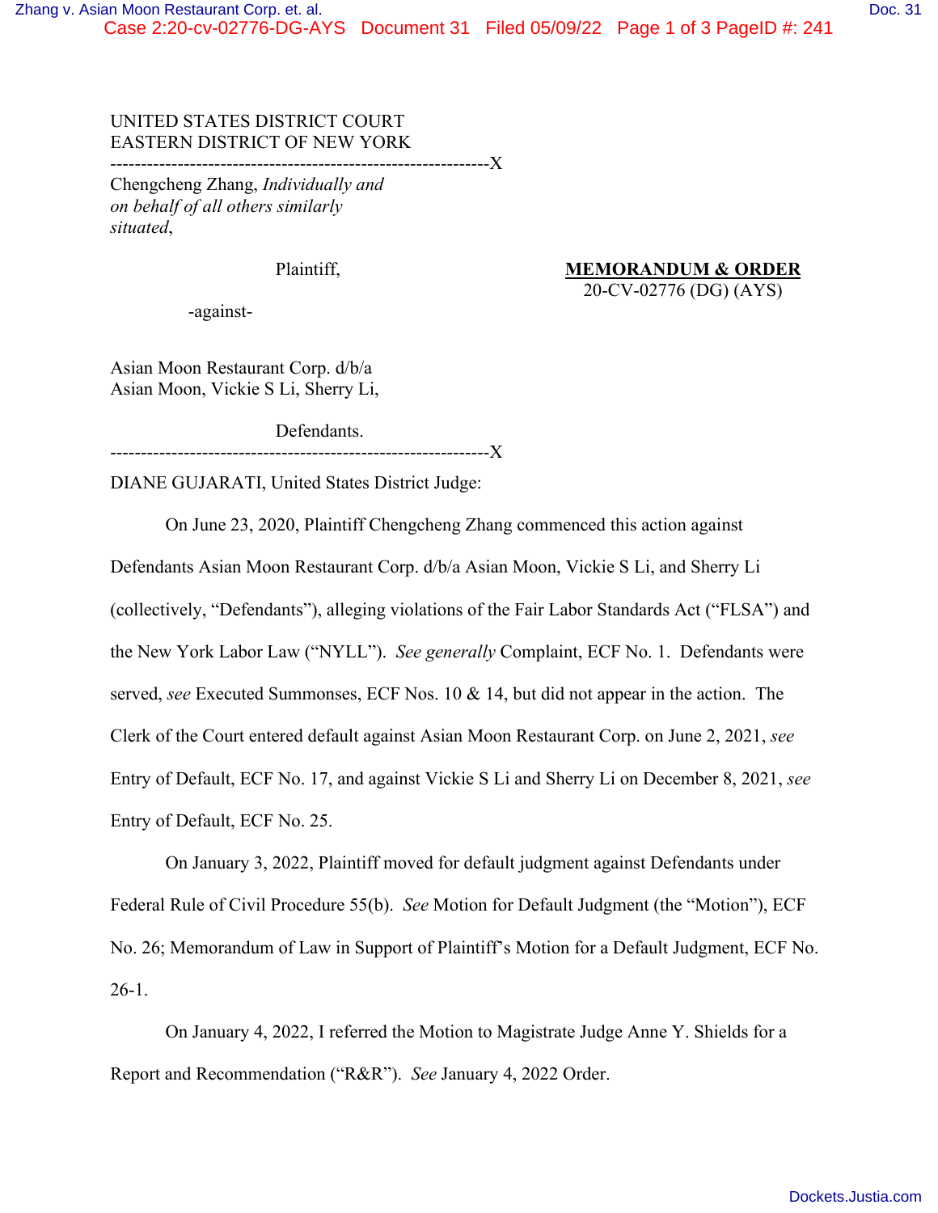UNITED STATES DISTRICT COURT
EASTERN DISTRICT OF NEW YORK

---

Chengcheng Zhang, *Individually and on behalf of all others similarly situated*,

Plaintiff,

-against-

Asian Moon Restaurant Corp. d/b/a Asian Moon, Vickie S Li, Sherry Li,

Defendants.

---

**MEMORANDUM & ORDER**
20-CV-02776 (DG) (AYS)

DIANE GUJARATI, United States District Judge:

On June 23, 2020, Plaintiff Chengcheng Zhang commenced this action against Defendants Asian Moon Restaurant Corp. d/b/a Asian Moon, Vickie S Li, and Sherry Li (collectively, "Defendants"), alleging violations of the Fair Labor Standards Act ("FLSA") and the New York Labor Law ("NYLL"). *See generally* Complaint, ECF No. 1. Defendants were served, *see* Executed Summonses, ECF Nos. 10 & 14, but did not appear in the action. The Clerk of the Court entered default against Asian Moon Restaurant Corp. on June 2, 2021, *see* Entry of Default, ECF No. 17, and against Vickie S Li and Sherry Li on December 8, 2021, *see* Entry of Default, ECF No. 25.

On January 3, 2022, Plaintiff moved for default judgment against Defendants under Federal Rule of Civil Procedure 55(b). *See* Motion for Default Judgment (the "Motion"), ECF No. 26; Memorandum of Law in Support of Plaintiff's Motion for a Default Judgment, ECF No. 26-1.

On January 4, 2022, I referred the Motion to Magistrate Judge Anne Y. Shields for a Report and Recommendation ("R&R"). *See* January 4, 2022 Order.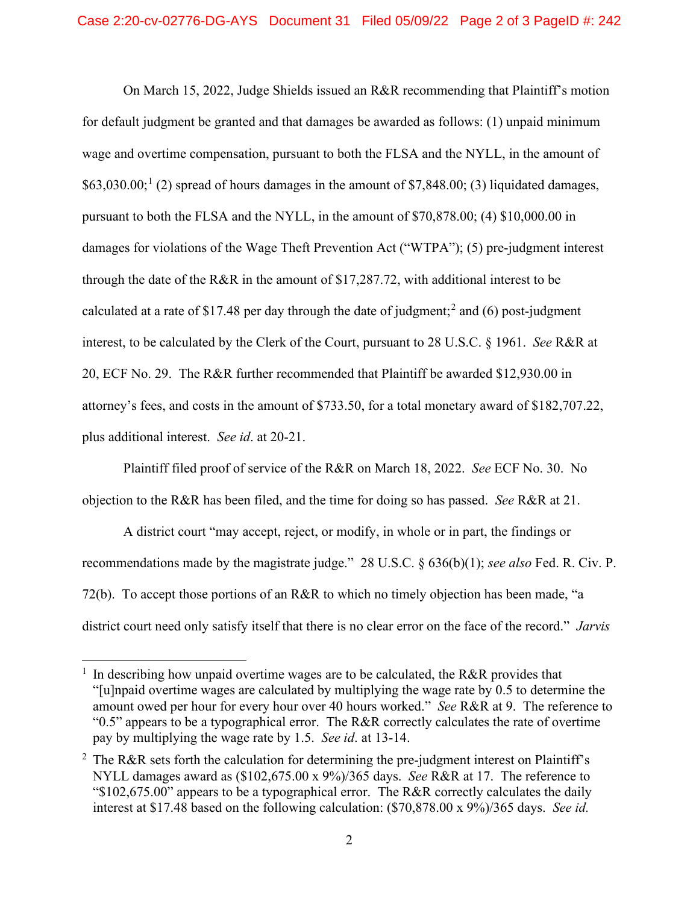On March 15, 2022, Judge Shields issued an R&R recommending that Plaintiff's motion for default judgment be granted and that damages be awarded as follows: (1) unpaid minimum wage and overtime compensation, pursuant to both the FLSA and the NYLL, in the amount of $63,030.00;[1] (2) spread of hours damages in the amount of $7,848.00; (3) liquidated damages, pursuant to both the FLSA and the NYLL, in the amount of $70,878.00; (4) $10,000.00 in damages for violations of the Wage Theft Prevention Act ("WTPA"); (5) pre-judgment interest through the date of the R&R in the amount of $17,287.72, with additional interest to be calculated at a rate of $17.48 per day through the date of judgment;[2] and (6) post-judgment interest, to be calculated by the Clerk of the Court, pursuant to 28 U.S.C. § 1961. *See* R&R at 20, ECF No. 29. The R&R further recommended that Plaintiff be awarded $12,930.00 in attorney's fees, and costs in the amount of $733.50, for a total monetary award of $182,707.22, plus additional interest. *See id*. at 20-21.

Plaintiff filed proof of service of the R&R on March 18, 2022. *See* ECF No. 30. No objection to the R&R has been filed, and the time for doing so has passed. *See* R&R at 21.

A district court "may accept, reject, or modify, in whole or in part, the findings or recommendations made by the magistrate judge." 28 U.S.C. § 636(b)(1); *see also* Fed. R. Civ. P. 72(b). To accept those portions of an R&R to which no timely objection has been made, "a district court need only satisfy itself that there is no clear error on the face of the record." *Jarvis*

---

[1] In describing how unpaid overtime wages are to be calculated, the R&R provides that "[u]npaid overtime wages are calculated by multiplying the wage rate by 0.5 to determine the amount owed per hour for every hour over 40 hours worked." *See* R&R at 9. The reference to "0.5" appears to be a typographical error. The R&R correctly calculates the rate of overtime pay by multiplying the wage rate by 1.5. *See id*. at 13-14.

[2] The R&R sets forth the calculation for determining the pre-judgment interest on Plaintiff's NYLL damages award as ($102,675.00 x 9%)/365 days. *See* R&R at 17. The reference to "$102,675.00" appears to be a typographical error. The R&R correctly calculates the daily interest at $17.48 based on the following calculation: ($70,878.00 x 9%)/365 days. *See id.*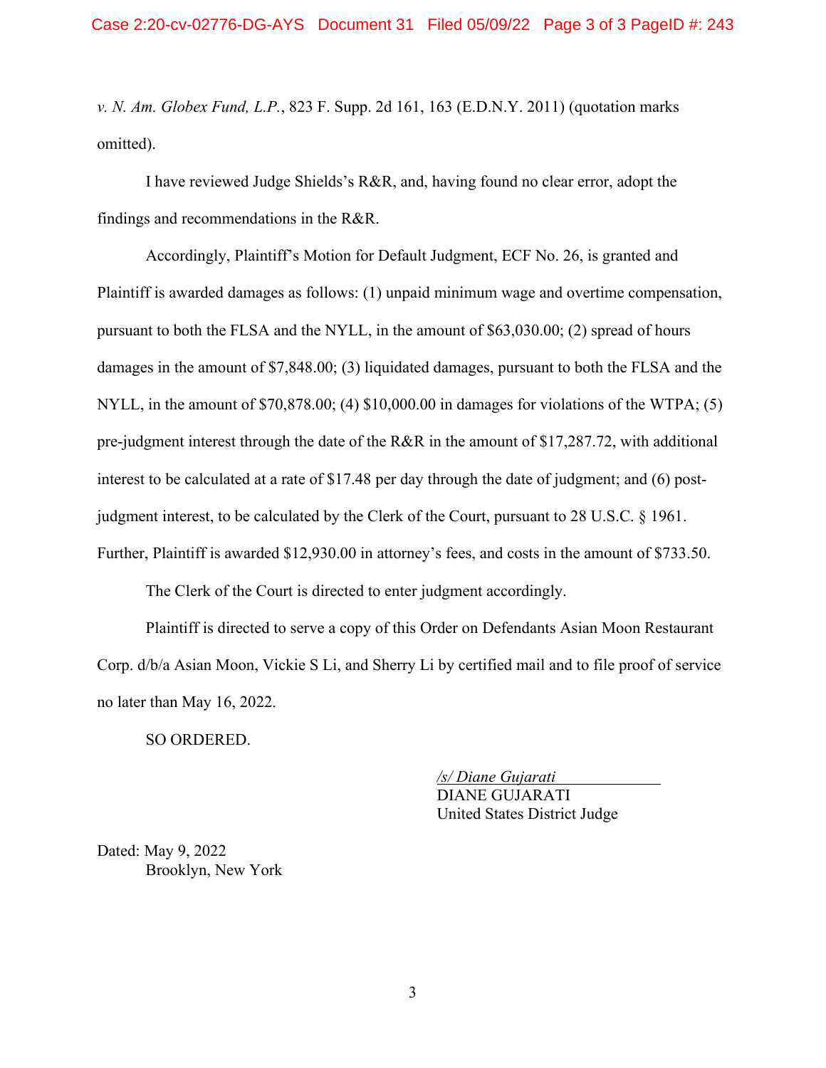*v. N. Am. Globex Fund, L.P.*, 823 F. Supp. 2d 161, 163 (E.D.N.Y. 2011) (quotation marks omitted).

I have reviewed Judge Shields's R&R, and, having found no clear error, adopt the findings and recommendations in the R&R.

Accordingly, Plaintiff's Motion for Default Judgment, ECF No. 26, is granted and Plaintiff is awarded damages as follows: (1) unpaid minimum wage and overtime compensation, pursuant to both the FLSA and the NYLL, in the amount of $63,030.00; (2) spread of hours damages in the amount of $7,848.00; (3) liquidated damages, pursuant to both the FLSA and the NYLL, in the amount of $70,878.00; (4) $10,000.00 in damages for violations of the WTPA; (5) pre-judgment interest through the date of the R&R in the amount of $17,287.72, with additional interest to be calculated at a rate of $17.48 per day through the date of judgment; and (6) post-judgment interest, to be calculated by the Clerk of the Court, pursuant to 28 U.S.C. § 1961. Further, Plaintiff is awarded $12,930.00 in attorney's fees, and costs in the amount of $733.50.

The Clerk of the Court is directed to enter judgment accordingly.

Plaintiff is directed to serve a copy of this Order on Defendants Asian Moon Restaurant Corp. d/b/a Asian Moon, Vickie S Li, and Sherry Li by certified mail and to file proof of service no later than May 16, 2022.

SO ORDERED.

*/s/ Diane Gujarati*
DIANE GUJARATI
United States District Judge

Dated: May 9, 2022
Brooklyn, New York